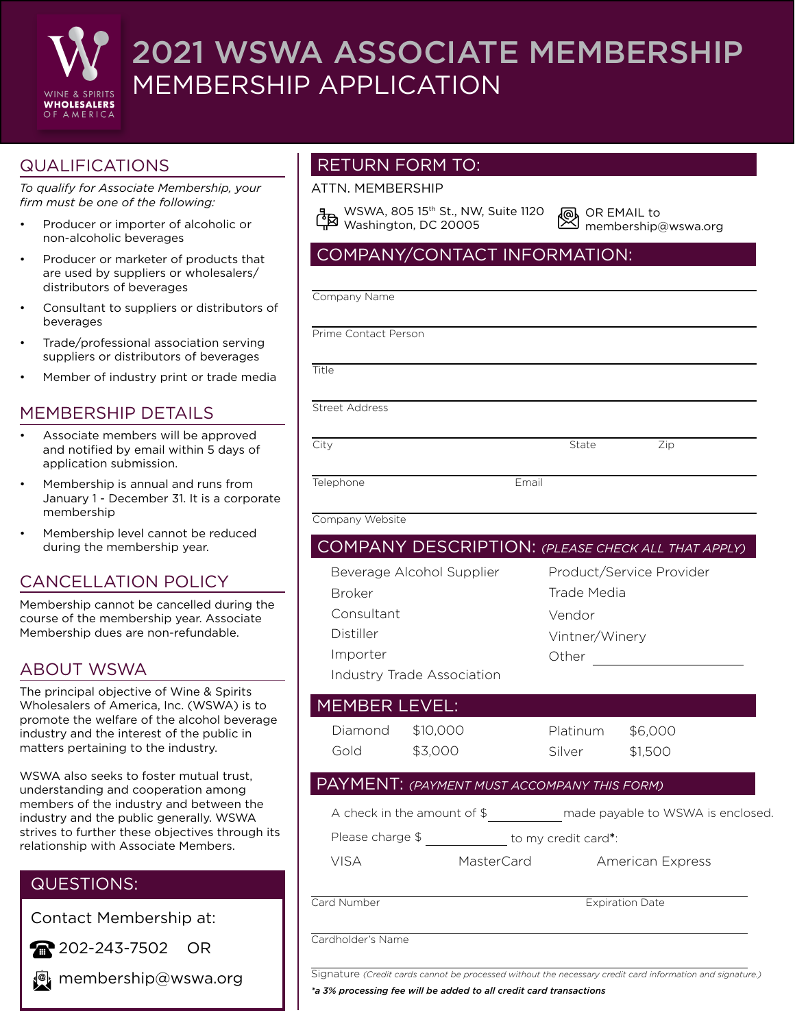WINE & SPIRITS WHOLESALERS OF AMERICA

# 2021 WSWA ASSOCIATE MEMBERSHIP
# MEMBERSHIP APPLICATION

## QUALIFICATIONS

*To qualify for Associate Membership, your firm must be one of the following:*

- Producer or importer of alcoholic or non-alcoholic beverages
- Producer or marketer of products that are used by suppliers or wholesalers/ distributors of beverages
- Consultant to suppliers or distributors of beverages
- Trade/professional association serving suppliers or distributors of beverages
- Member of industry print or trade media

## MEMBERSHIP DETAILS

- Associate members will be approved and notified by email within 5 days of application submission.
- Membership is annual and runs from January 1 - December 31. It is a corporate membership
- Membership level cannot be reduced during the membership year.

## CANCELLATION POLICY

Membership cannot be cancelled during the course of the membership year. Associate Membership dues are non-refundable.

## ABOUT WSWA

The principal objective of Wine & Spirits Wholesalers of America, Inc. (WSWA) is to promote the welfare of the alcohol beverage industry and the interest of the public in matters pertaining to the industry.

WSWA also seeks to foster mutual trust, understanding and cooperation among members of the industry and between the industry and the public generally. WSWA strives to further these objectives through its relationship with Associate Members.

## QUESTIONS:

Contact Membership at:

202-243-7502 OR

membership@wswa.org

## RETURN FORM TO:

ATTN. MEMBERSHIP

WSWA, 805 15th St., NW, Suite 1120
Washington, DC 20005

OR EMAIL to
membership@wswa.org

## COMPANY/CONTACT INFORMATION:

Company Name ______________________

Prime Contact Person ______________________

Title ______________________

Street Address ______________________

City ______________ State ______ Zip ______

Telephone ______________ Email ______________

Company Website ______________________

## COMPANY DESCRIPTION: *(PLEASE CHECK ALL THAT APPLY)*

| | |
|---|---|
| Beverage Alcohol Supplier | Product/Service Provider |
| Broker | Trade Media |
| Consultant | Vendor |
| Distiller | Vintner/Winery |
| Importer | Other ______________ |
| Industry Trade Association | |

## MEMBER LEVEL:

| | | | |
|---|---|---|---|
| Diamond | $10,000 | Platinum | $6,000 |
| Gold | $3,000 | Silver | $1,500 |

## PAYMENT: *(PAYMENT MUST ACCOMPANY THIS FORM)*

A check in the amount of $__________ made payable to WSWA is enclosed.

Please charge $ __________ to my credit card*:

VISA MasterCard American Express

Card Number ______________ Expiration Date ______________

Cardholder's Name ______________________

Signature *(Credit cards cannot be processed without the necessary credit card information and signature.)*

***a 3% processing fee will be added to all credit card transactions***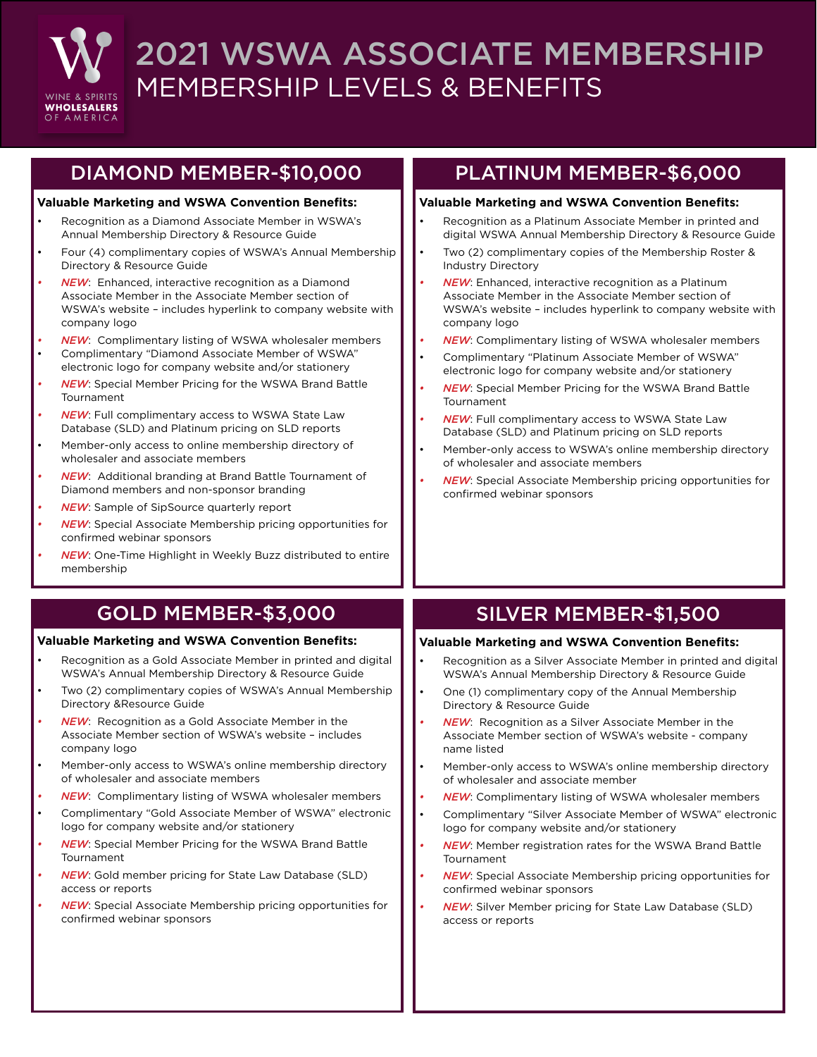# 2021 WSWA ASSOCIATE MEMBERSHIP

## MEMBERSHIP LEVELS & BENEFITS

## DIAMOND MEMBER-$10,000

**Valuable Marketing and WSWA Convention Benefits:**

- Recognition as a Diamond Associate Member in WSWA's Annual Membership Directory & Resource Guide
- Four (4) complimentary copies of WSWA's Annual Membership Directory & Resource Guide
- *NEW*: Enhanced, interactive recognition as a Diamond Associate Member in the Associate Member section of WSWA's website – includes hyperlink to company website with company logo
- *NEW*: Complimentary listing of WSWA wholesaler members
- Complimentary "Diamond Associate Member of WSWA" electronic logo for company website and/or stationery
- *NEW*: Special Member Pricing for the WSWA Brand Battle Tournament
- *NEW*: Full complimentary access to WSWA State Law Database (SLD) and Platinum pricing on SLD reports
- Member-only access to online membership directory of wholesaler and associate members
- *NEW*: Additional branding at Brand Battle Tournament of Diamond members and non-sponsor branding
- *NEW*: Sample of SipSource quarterly report
- *NEW*: Special Associate Membership pricing opportunities for confirmed webinar sponsors
- *NEW*: One-Time Highlight in Weekly Buzz distributed to entire membership

## PLATINUM MEMBER-$6,000

**Valuable Marketing and WSWA Convention Benefits:**

- Recognition as a Platinum Associate Member in printed and digital WSWA Annual Membership Directory & Resource Guide
- Two (2) complimentary copies of the Membership Roster & Industry Directory
- *NEW*: Enhanced, interactive recognition as a Platinum Associate Member in the Associate Member section of WSWA's website – includes hyperlink to company website with company logo
- *NEW*: Complimentary listing of WSWA wholesaler members
- Complimentary "Platinum Associate Member of WSWA" electronic logo for company website and/or stationery
- *NEW*: Special Member Pricing for the WSWA Brand Battle Tournament
- *NEW*: Full complimentary access to WSWA State Law Database (SLD) and Platinum pricing on SLD reports
- Member-only access to WSWA's online membership directory of wholesaler and associate members
- *NEW*: Special Associate Membership pricing opportunities for confirmed webinar sponsors

## GOLD MEMBER-$3,000

**Valuable Marketing and WSWA Convention Benefits:**

- Recognition as a Gold Associate Member in printed and digital WSWA's Annual Membership Directory & Resource Guide
- Two (2) complimentary copies of WSWA's Annual Membership Directory &Resource Guide
- *NEW*: Recognition as a Gold Associate Member in the Associate Member section of WSWA's website – includes company logo
- Member-only access to WSWA's online membership directory of wholesaler and associate members
- *NEW*: Complimentary listing of WSWA wholesaler members
- Complimentary "Gold Associate Member of WSWA" electronic logo for company website and/or stationery
- *NEW*: Special Member Pricing for the WSWA Brand Battle Tournament
- *NEW*: Gold member pricing for State Law Database (SLD) access or reports
- *NEW*: Special Associate Membership pricing opportunities for confirmed webinar sponsors

## SILVER MEMBER-$1,500

**Valuable Marketing and WSWA Convention Benefits:**

- Recognition as a Silver Associate Member in printed and digital WSWA's Annual Membership Directory & Resource Guide
- One (1) complimentary copy of the Annual Membership Directory & Resource Guide
- *NEW*: Recognition as a Silver Associate Member in the Associate Member section of WSWA's website - company name listed
- Member-only access to WSWA's online membership directory of wholesaler and associate member
- *NEW*: Complimentary listing of WSWA wholesaler members
- Complimentary "Silver Associate Member of WSWA" electronic logo for company website and/or stationery
- *NEW*: Member registration rates for the WSWA Brand Battle Tournament
- *NEW*: Special Associate Membership pricing opportunities for confirmed webinar sponsors
- *NEW*: Silver Member pricing for State Law Database (SLD) access or reports